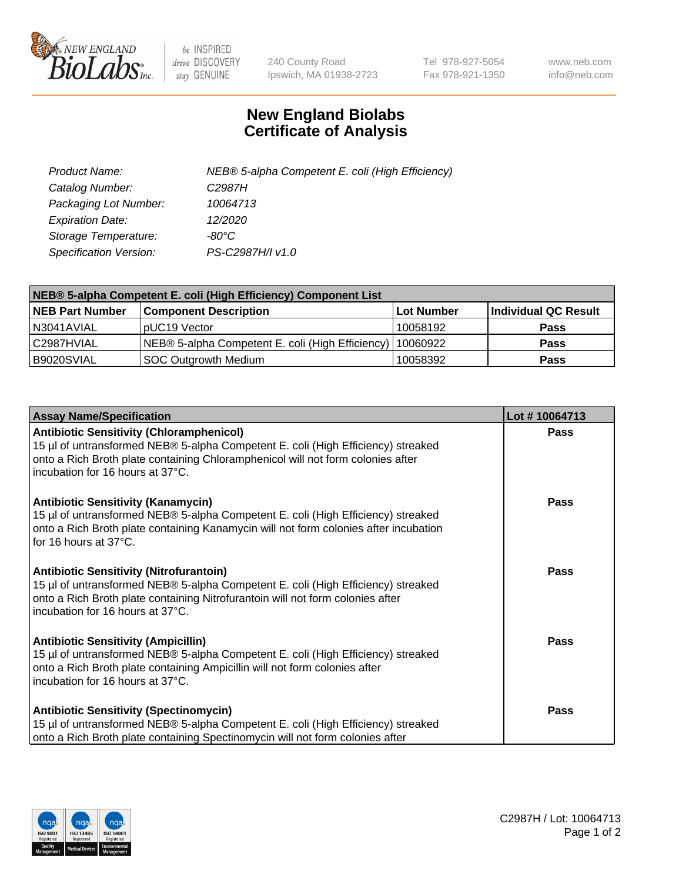New England BioLabs Inc. — be INSPIRED drive DISCOVERY stay GENUINE

240 County Road
Ipswich, MA 01938-2723

Tel 978-927-5054
Fax 978-921-1350

www.neb.com
info@neb.com

# New England Biolabs
# Certificate of Analysis

| | |
|---|---|
| *Product Name:* | *NEB® 5-alpha Competent E. coli (High Efficiency)* |
| *Catalog Number:* | *C2987H* |
| *Packaging Lot Number:* | *10064713* |
| *Expiration Date:* | *12/2020* |
| *Storage Temperature:* | *-80°C* |
| *Specification Version:* | *PS-C2987H/I v1.0* |

| **NEB® 5-alpha Competent E. coli (High Efficiency) Component List** | | | |
|---|---|---|---|
| **NEB Part Number** | **Component Description** | **Lot Number** | **Individual QC Result** |
| N3041AVIAL | pUC19 Vector | 10058192 | **Pass** |
| C2987HVIAL | NEB® 5-alpha Competent E. coli (High Efficiency) | 10060922 | **Pass** |
| B9020SVIAL | SOC Outgrowth Medium | 10058392 | **Pass** |

| **Assay Name/Specification** | **Lot # 10064713** |
|---|---|
| **Antibiotic Sensitivity (Chloramphenicol)** 15 µl of untransformed NEB® 5-alpha Competent E. coli (High Efficiency) streaked onto a Rich Broth plate containing Chloramphenicol will not form colonies after incubation for 16 hours at 37°C. | **Pass** |
| **Antibiotic Sensitivity (Kanamycin)** 15 µl of untransformed NEB® 5-alpha Competent E. coli (High Efficiency) streaked onto a Rich Broth plate containing Kanamycin will not form colonies after incubation for 16 hours at 37°C. | **Pass** |
| **Antibiotic Sensitivity (Nitrofurantoin)** 15 µl of untransformed NEB® 5-alpha Competent E. coli (High Efficiency) streaked onto a Rich Broth plate containing Nitrofurantoin will not form colonies after incubation for 16 hours at 37°C. | **Pass** |
| **Antibiotic Sensitivity (Ampicillin)** 15 µl of untransformed NEB® 5-alpha Competent E. coli (High Efficiency) streaked onto a Rich Broth plate containing Ampicillin will not form colonies after incubation for 16 hours at 37°C. | **Pass** |
| **Antibiotic Sensitivity (Spectinomycin)** 15 µl of untransformed NEB® 5-alpha Competent E. coli (High Efficiency) streaked onto a Rich Broth plate containing Spectinomycin will not form colonies after | **Pass** |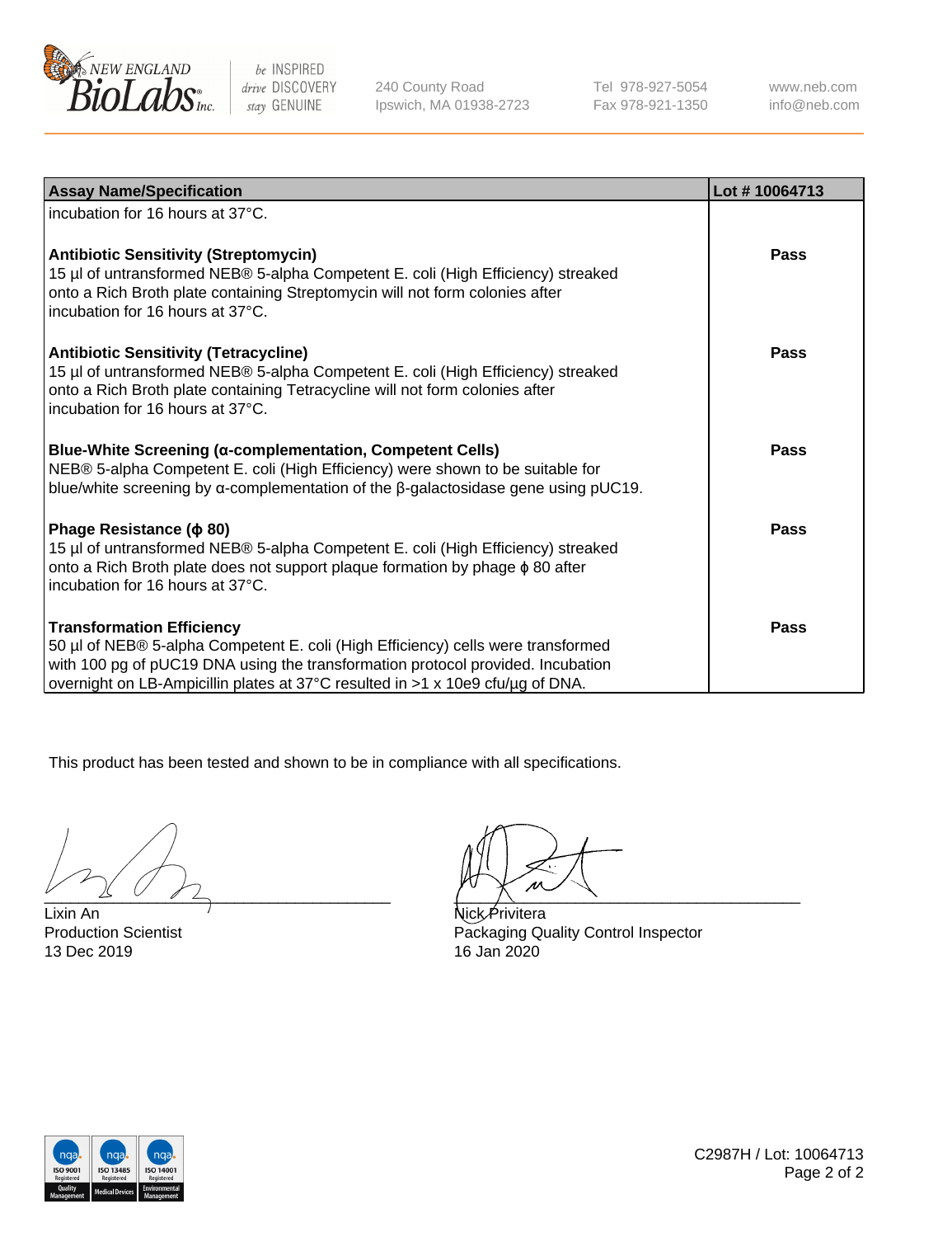| Assay Name/Specification | Lot # 10064713 |
|---|---|
| incubation for 16 hours at 37°C. | |
| **Antibiotic Sensitivity (Streptomycin)**<br>15 µl of untransformed NEB® 5-alpha Competent E. coli (High Efficiency) streaked onto a Rich Broth plate containing Streptomycin will not form colonies after incubation for 16 hours at 37°C. | **Pass** |
| **Antibiotic Sensitivity (Tetracycline)**<br>15 µl of untransformed NEB® 5-alpha Competent E. coli (High Efficiency) streaked onto a Rich Broth plate containing Tetracycline will not form colonies after incubation for 16 hours at 37°C. | **Pass** |
| **Blue-White Screening (α-complementation, Competent Cells)**<br>NEB® 5-alpha Competent E. coli (High Efficiency) were shown to be suitable for blue/white screening by α-complementation of the β-galactosidase gene using pUC19. | **Pass** |
| **Phage Resistance (ϕ 80)**<br>15 µl of untransformed NEB® 5-alpha Competent E. coli (High Efficiency) streaked onto a Rich Broth plate does not support plaque formation by phage ϕ 80 after incubation for 16 hours at 37°C. | **Pass** |
| **Transformation Efficiency**<br>50 µl of NEB® 5-alpha Competent E. coli (High Efficiency) cells were transformed with 100 pg of pUC19 DNA using the transformation protocol provided. Incubation overnight on LB-Ampicillin plates at 37°C resulted in >1 x 10e9 cfu/µg of DNA. | **Pass** |

This product has been tested and shown to be in compliance with all specifications.

Lixin An
Production Scientist
13 Dec 2019

Nick Privitera
Packaging Quality Control Inspector
16 Jan 2020

C2987H / Lot: 10064713